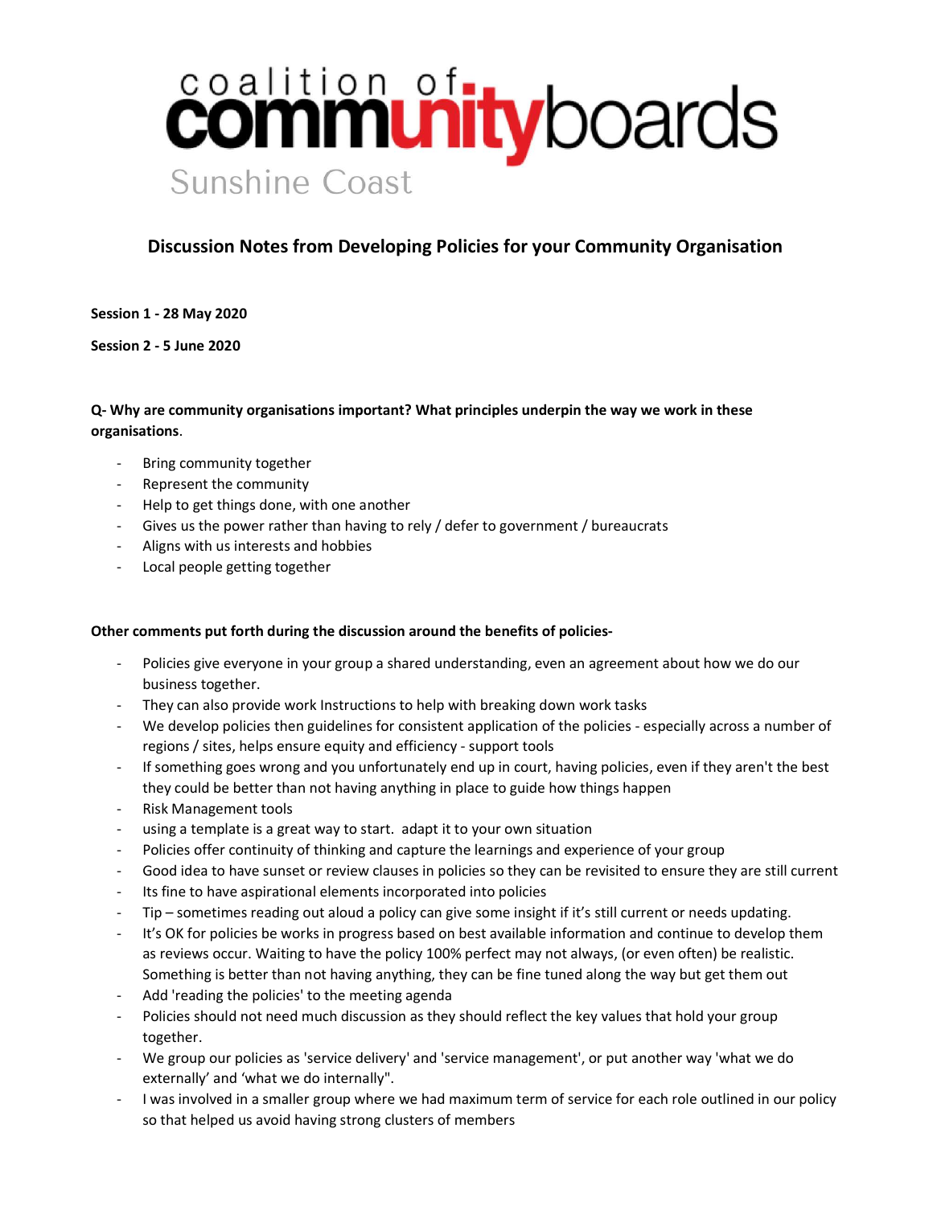# coalition of communityboards
Sunshine Coast

## Discussion Notes from Developing Policies for your Community Organisation

**Session 1 - 28 May 2020**

**Session 2 - 5 June 2020**

**Q- Why are community organisations important? What principles underpin the way we work in these organisations.**

- Bring community together
- Represent the community
- Help to get things done, with one another
- Gives us the power rather than having to rely / defer to government / bureaucrats
- Aligns with us interests and hobbies
- Local people getting together

**Other comments put forth during the discussion around the benefits of policies-**

- Policies give everyone in your group a shared understanding, even an agreement about how we do our business together.
- They can also provide work Instructions to help with breaking down work tasks
- We develop policies then guidelines for consistent application of the policies - especially across a number of regions / sites, helps ensure equity and efficiency - support tools
- If something goes wrong and you unfortunately end up in court, having policies, even if they aren't the best they could be better than not having anything in place to guide how things happen
- Risk Management tools
- using a template is a great way to start. adapt it to your own situation
- Policies offer continuity of thinking and capture the learnings and experience of your group
- Good idea to have sunset or review clauses in policies so they can be revisited to ensure they are still current
- Its fine to have aspirational elements incorporated into policies
- Tip – sometimes reading out aloud a policy can give some insight if it's still current or needs updating.
- It's OK for policies be works in progress based on best available information and continue to develop them as reviews occur. Waiting to have the policy 100% perfect may not always, (or even often) be realistic. Something is better than not having anything, they can be fine tuned along the way but get them out
- Add 'reading the policies' to the meeting agenda
- Policies should not need much discussion as they should reflect the key values that hold your group together.
- We group our policies as 'service delivery' and 'service management', or put another way 'what we do externally' and 'what we do internally".
- I was involved in a smaller group where we had maximum term of service for each role outlined in our policy so that helped us avoid having strong clusters of members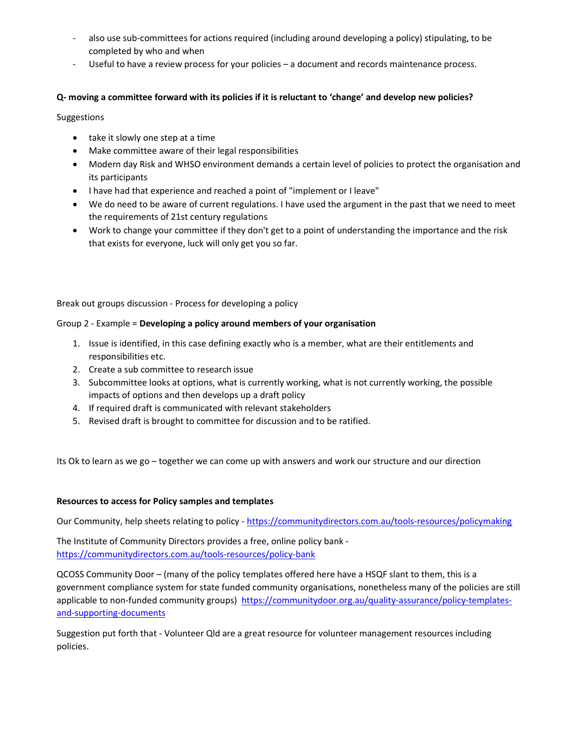- also use sub-committees for actions required (including around developing a policy) stipulating, to be completed by who and when
- Useful to have a review process for your policies – a document and records maintenance process.

**Q- moving a committee forward with its policies if it is reluctant to 'change' and develop new policies?**

Suggestions

- take it slowly one step at a time
- Make committee aware of their legal responsibilities
- Modern day Risk and WHSO environment demands a certain level of policies to protect the organisation and its participants
- I have had that experience and reached a point of "implement or I leave"
- We do need to be aware of current regulations. I have used the argument in the past that we need to meet the requirements of 21st century regulations
- Work to change your committee if they don't get to a point of understanding the importance and the risk that exists for everyone, luck will only get you so far.

Break out groups discussion - Process for developing a policy

Group 2 - Example = **Developing a policy around members of your organisation**

1. Issue is identified, in this case defining exactly who is a member, what are their entitlements and responsibilities etc.
2. Create a sub committee to research issue
3. Subcommittee looks at options, what is currently working, what is not currently working, the possible impacts of options and then develops up a draft policy
4. If required draft is communicated with relevant stakeholders
5. Revised draft is brought to committee for discussion and to be ratified.

Its Ok to learn as we go – together we can come up with answers and work our structure and our direction

**Resources to access for Policy samples and templates**

Our Community, help sheets relating to policy - https://communitydirectors.com.au/tools-resources/policymaking

The Institute of Community Directors provides a free, online policy bank - https://communitydirectors.com.au/tools-resources/policy-bank

QCOSS Community Door – (many of the policy templates offered here have a HSQF slant to them, this is a government compliance system for state funded community organisations, nonetheless many of the policies are still applicable to non-funded community groups) https://communitydoor.org.au/quality-assurance/policy-templates-and-supporting-documents

Suggestion put forth that - Volunteer Qld are a great resource for volunteer management resources including policies.